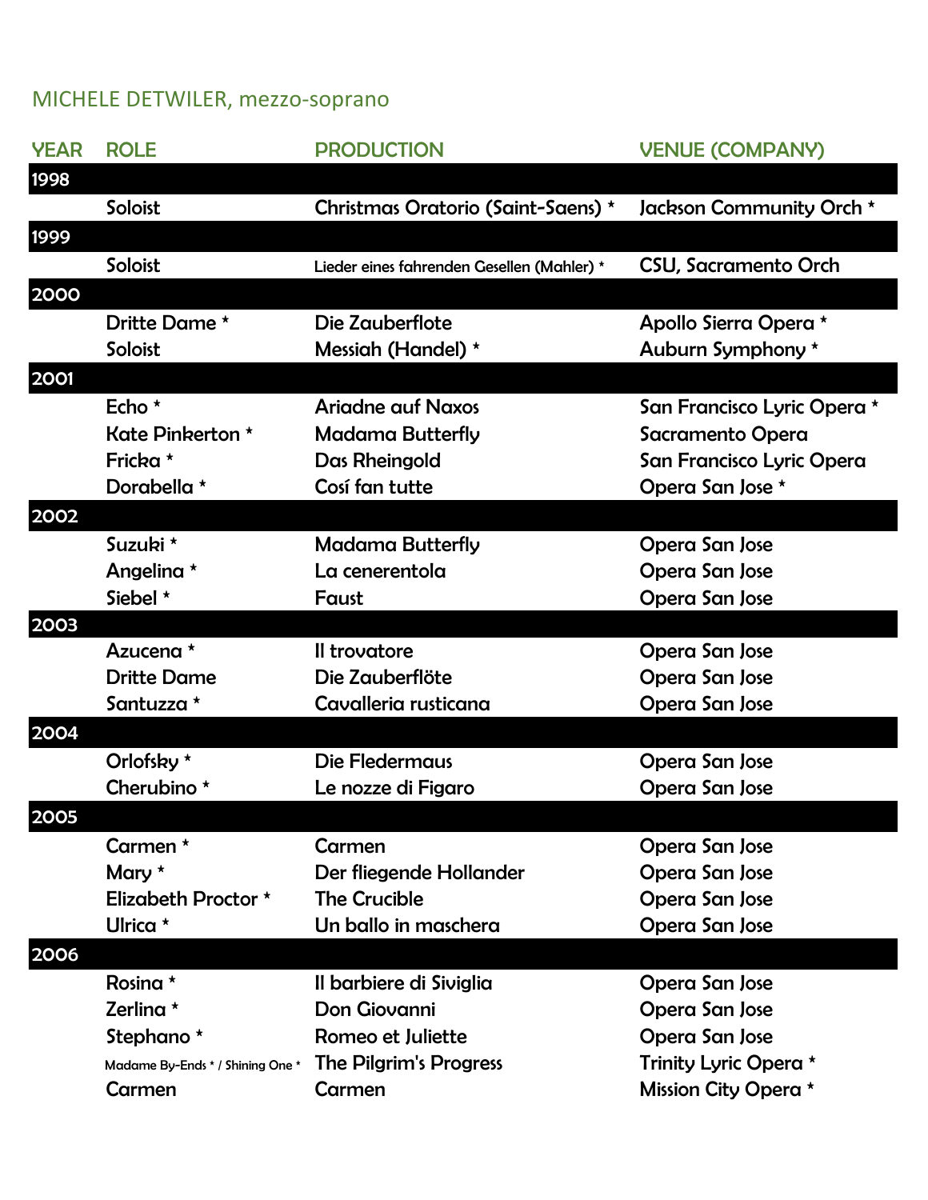## MICHELE DETWILER, mezzo-soprano

| YEAR | ROLE | PRODUCTION | VENUE (COMPANY) |
|---|---|---|---|
| 1998 | | | |
| | Soloist | Christmas Oratorio (Saint-Saens) * | Jackson Community Orch * |
| 1999 | | | |
| | Soloist | Lieder eines fahrenden Gesellen (Mahler) * | CSU, Sacramento Orch |
| 2000 | | | |
| | Dritte Dame * | Die Zauberflote | Apollo Sierra Opera * |
| | Soloist | Messiah (Handel) * | Auburn Symphony * |
| 2001 | | | |
| | Echo * | Ariadne auf Naxos | San Francisco Lyric Opera * |
| | Kate Pinkerton * | Madama Butterfly | Sacramento Opera |
| | Fricka * | Das Rheingold | San Francisco Lyric Opera |
| | Dorabella * | Cosí fan tutte | Opera San Jose * |
| 2002 | | | |
| | Suzuki * | Madama Butterfly | Opera San Jose |
| | Angelina * | La cenerentola | Opera San Jose |
| | Siebel * | Faust | Opera San Jose |
| 2003 | | | |
| | Azucena * | Il trovatore | Opera San Jose |
| | Dritte Dame | Die Zauberflöte | Opera San Jose |
| | Santuzza * | Cavalleria rusticana | Opera San Jose |
| 2004 | | | |
| | Orlofsky * | Die Fledermaus | Opera San Jose |
| | Cherubino * | Le nozze di Figaro | Opera San Jose |
| 2005 | | | |
| | Carmen * | Carmen | Opera San Jose |
| | Mary * | Der fliegende Hollander | Opera San Jose |
| | Elizabeth Proctor * | The Crucible | Opera San Jose |
| | Ulrica * | Un ballo in maschera | Opera San Jose |
| 2006 | | | |
| | Rosina * | Il barbiere di Siviglia | Opera San Jose |
| | Zerlina * | Don Giovanni | Opera San Jose |
| | Stephano * | Romeo et Juliette | Opera San Jose |
| | Madame By-Ends * / Shining One * | The Pilgrim's Progress | Trinity Lyric Opera * |
| | Carmen | Carmen | Mission City Opera * |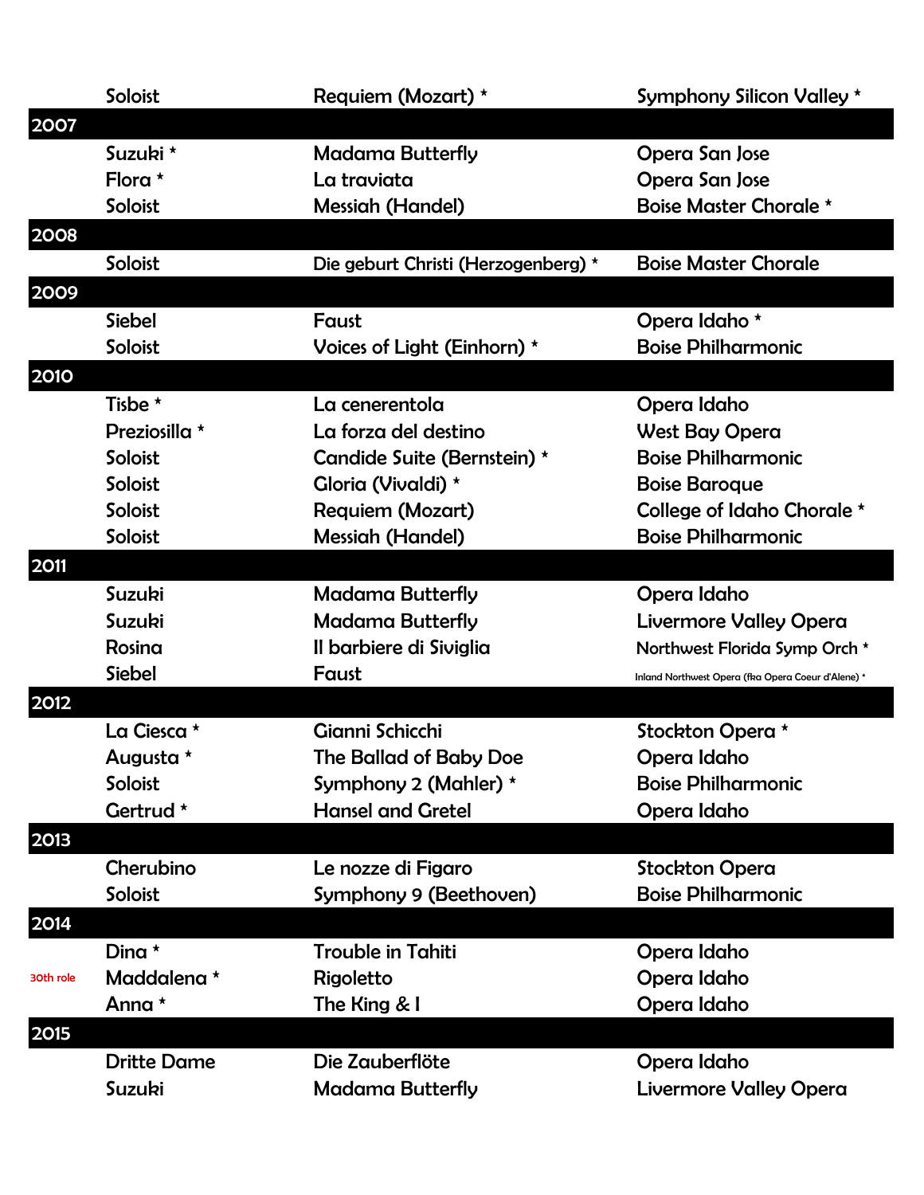| | | | |
|---|---|---|---|
| | Soloist | Requiem (Mozart) * | Symphony Silicon Valley * |
| **2007** | | | |
| | Suzuki * | Madama Butterfly | Opera San Jose |
| | Flora * | La traviata | Opera San Jose |
| | Soloist | Messiah (Handel) | Boise Master Chorale * |
| **2008** | | | |
| | Soloist | Die geburt Christi (Herzogenberg) * | Boise Master Chorale |
| **2009** | | | |
| | Siebel | Faust | Opera Idaho * |
| | Soloist | Voices of Light (Einhorn) * | Boise Philharmonic |
| **2010** | | | |
| | Tisbe * | La cenerentola | Opera Idaho |
| | Preziosilla * | La forza del destino | West Bay Opera |
| | Soloist | Candide Suite (Bernstein) * | Boise Philharmonic |
| | Soloist | Gloria (Vivaldi) * | Boise Baroque |
| | Soloist | Requiem (Mozart) | College of Idaho Chorale * |
| | Soloist | Messiah (Handel) | Boise Philharmonic |
| **2011** | | | |
| | Suzuki | Madama Butterfly | Opera Idaho |
| | Suzuki | Madama Butterfly | Livermore Valley Opera |
| | Rosina | Il barbiere di Siviglia | Northwest Florida Symp Orch * |
| | Siebel | Faust | Inland Northwest Opera (fka Opera Coeur d'Alene) * |
| **2012** | | | |
| | La Ciesca * | Gianni Schicchi | Stockton Opera * |
| | Augusta * | The Ballad of Baby Doe | Opera Idaho |
| | Soloist | Symphony 2 (Mahler) * | Boise Philharmonic |
| | Gertrud * | Hansel and Gretel | Opera Idaho |
| **2013** | | | |
| | Cherubino | Le nozze di Figaro | Stockton Opera |
| | Soloist | Symphony 9 (Beethoven) | Boise Philharmonic |
| **2014** | | | |
| | Dina * | Trouble in Tahiti | Opera Idaho |
| 30th role | Maddalena * | Rigoletto | Opera Idaho |
| | Anna * | The King & I | Opera Idaho |
| **2015** | | | |
| | Dritte Dame | Die Zauberflöte | Opera Idaho |
| | Suzuki | Madama Butterfly | Livermore Valley Opera |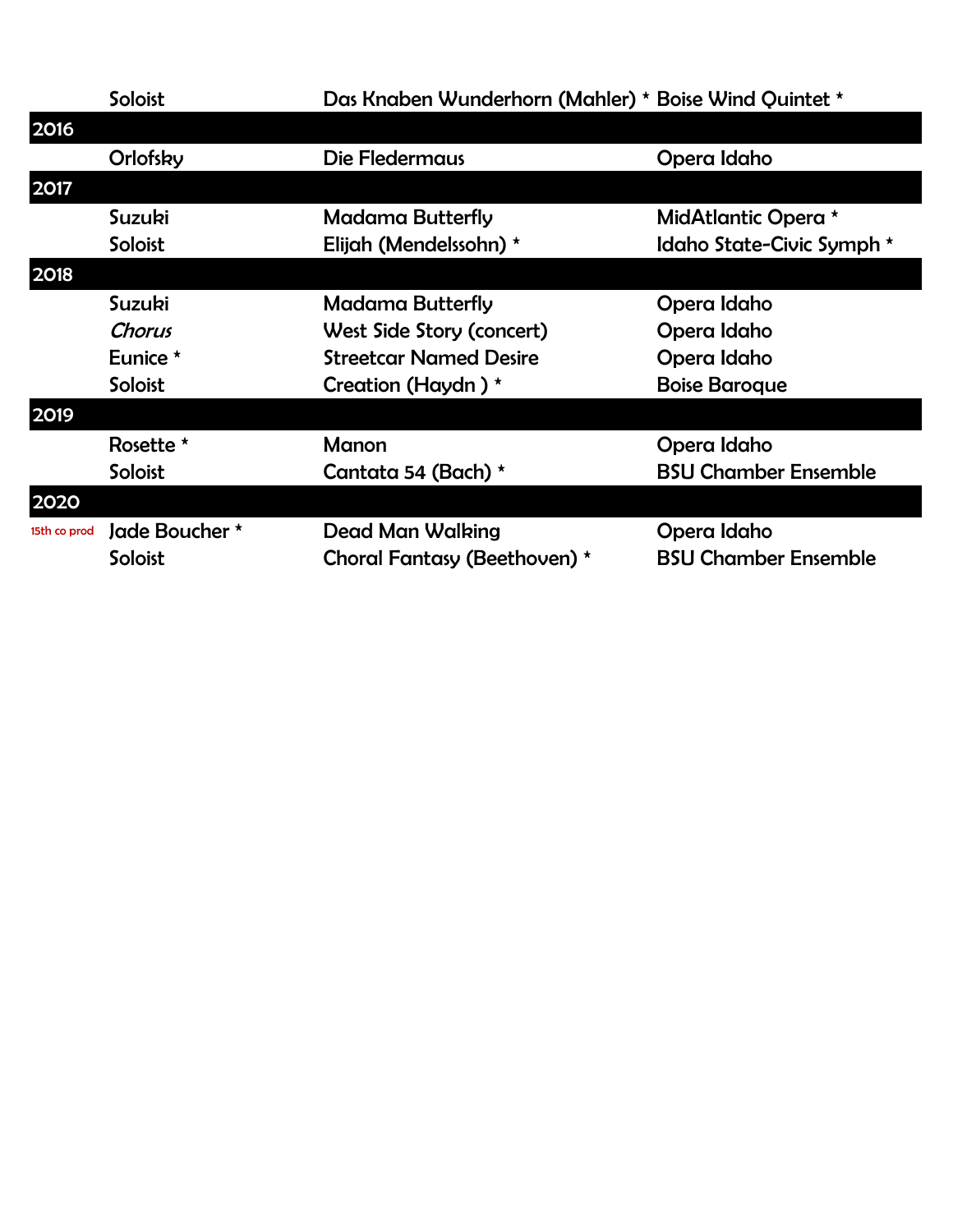| | | | |
|---|---|---|---|
| | Soloist | Das Knaben Wunderhorn (Mahler) * | Boise Wind Quintet * |
| **2016** | | | |
| | Orlofsky | Die Fledermaus | Opera Idaho |
| **2017** | | | |
| | Suzuki | Madama Butterfly | MidAtlantic Opera * |
| | Soloist | Elijah (Mendelssohn) * | Idaho State-Civic Symph * |
| **2018** | | | |
| | Suzuki | Madama Butterfly | Opera Idaho |
| | *Chorus* | West Side Story (concert) | Opera Idaho |
| | Eunice * | Streetcar Named Desire | Opera Idaho |
| | Soloist | Creation (Haydn ) * | Boise Baroque |
| **2019** | | | |
| | Rosette * | Manon | Opera Idaho |
| | Soloist | Cantata 54 (Bach) * | BSU Chamber Ensemble |
| **2020** | | | |
| 15th co prod | Jade Boucher * | Dead Man Walking | Opera Idaho |
| | Soloist | Choral Fantasy (Beethoven) * | BSU Chamber Ensemble |